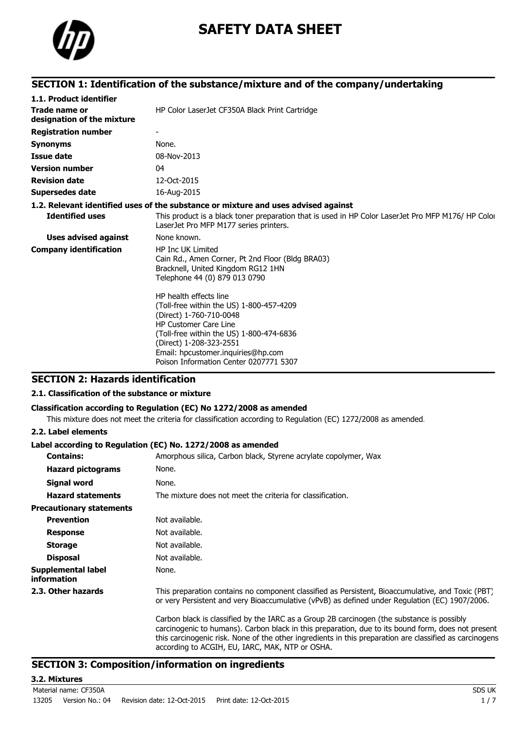# SAFETY DATA SHEET

## SECTION 1: Identification of the substance/mixture and of the company/undertaking

### 1.1. Product identifier

| | |
|---|---|
| **Trade name or designation of the mixture** | HP Color LaserJet CF350A Black Print Cartridge |
| **Registration number** | - |
| **Synonyms** | None. |
| **Issue date** | 08-Nov-2013 |
| **Version number** | 04 |
| **Revision date** | 12-Oct-2015 |
| **Supersedes date** | 16-Aug-2015 |

### 1.2. Relevant identified uses of the substance or mixture and uses advised against

| | |
|---|---|
| **Identified uses** | This product is a black toner preparation that is used in HP Color LaserJet Pro MFP M176/ HP Color LaserJet Pro MFP M177 series printers. |
| **Uses advised against** | None known. |
| **Company identification** | HP Inc UK Limited<br>Cain Rd., Amen Corner, Pt 2nd Floor (Bldg BRA03)<br>Bracknell, United Kingdom RG12 1HN<br>Telephone 44 (0) 879 013 0790<br><br>HP health effects line<br>(Toll-free within the US) 1-800-457-4209<br>(Direct) 1-760-710-0048<br>HP Customer Care Line<br>(Toll-free within the US) 1-800-474-6836<br>(Direct) 1-208-323-2551<br>Email: hpcustomer.inquiries@hp.com<br>Poison Information Center 0207771 5307 |

## SECTION 2: Hazards identification

### 2.1. Classification of the substance or mixture

**Classification according to Regulation (EC) No 1272/2008 as amended**

This mixture does not meet the criteria for classification according to Regulation (EC) 1272/2008 as amended.

### 2.2. Label elements

**Label according to Regulation (EC) No. 1272/2008 as amended**

| | |
|---|---|
| **Contains:** | Amorphous silica, Carbon black, Styrene acrylate copolymer, Wax |
| **Hazard pictograms** | None. |
| **Signal word** | None. |
| **Hazard statements** | The mixture does not meet the criteria for classification. |
| **Precautionary statements** | |
| **Prevention** | Not available. |
| **Response** | Not available. |
| **Storage** | Not available. |
| **Disposal** | Not available. |
| **Supplemental label information** | None. |
| **2.3. Other hazards** | This preparation contains no component classified as Persistent, Bioaccumulative, and Toxic (PBT) or very Persistent and very Bioaccumulative (vPvB) as defined under Regulation (EC) 1907/2006.<br><br>Carbon black is classified by the IARC as a Group 2B carcinogen (the substance is possibly carcinogenic to humans). Carbon black in this preparation, due to its bound form, does not present this carcinogenic risk. None of the other ingredients in this preparation are classified as carcinogens according to ACGIH, EU, IARC, MAK, NTP or OSHA. |

## SECTION 3: Composition/information on ingredients

### 3.2. Mixtures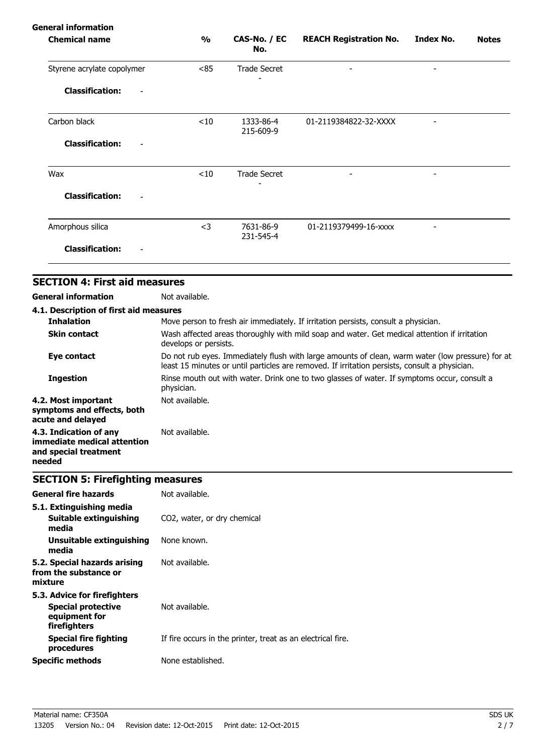**General information**

| Chemical name | % | CAS-No. / EC No. | REACH Registration No. | Index No. | Notes |
|---|---|---|---|---|---|
| Styrene acrylate copolymer | <85 | Trade Secret<br>- | - | - | |
| **Classification:** - | | | | | |
| Carbon black | <10 | 1333-86-4<br>215-609-9 | 01-2119384822-32-XXXX | - | |
| **Classification:** - | | | | | |
| Wax | <10 | Trade Secret<br>- | - | - | |
| **Classification:** - | | | | | |
| Amorphous silica | <3 | 7631-86-9<br>231-545-4 | 01-2119379499-16-xxxx | - | |
| **Classification:** - | | | | | |

## SECTION 4: First aid measures

**General information** Not available.

**4.1. Description of first aid measures**

**Inhalation** Move person to fresh air immediately. If irritation persists, consult a physician.

**Skin contact** Wash affected areas thoroughly with mild soap and water. Get medical attention if irritation develops or persists.

**Eye contact** Do not rub eyes. Immediately flush with large amounts of clean, warm water (low pressure) for at least 15 minutes or until particles are removed. If irritation persists, consult a physician.

**Ingestion** Rinse mouth out with water. Drink one to two glasses of water. If symptoms occur, consult a physician.

**4.2. Most important symptoms and effects, both acute and delayed** Not available.

**4.3. Indication of any immediate medical attention and special treatment needed** Not available.

## SECTION 5: Firefighting measures

**General fire hazards** Not available.

**5.1. Extinguishing media**

**Suitable extinguishing media** $CO_2$, water, or dry chemical

**Unsuitable extinguishing media** None known.

**5.2. Special hazards arising from the substance or mixture** Not available.

**5.3. Advice for firefighters**

**Special protective equipment for firefighters** Not available.

**Special fire fighting procedures** If fire occurs in the printer, treat as an electrical fire.

**Specific methods** None established.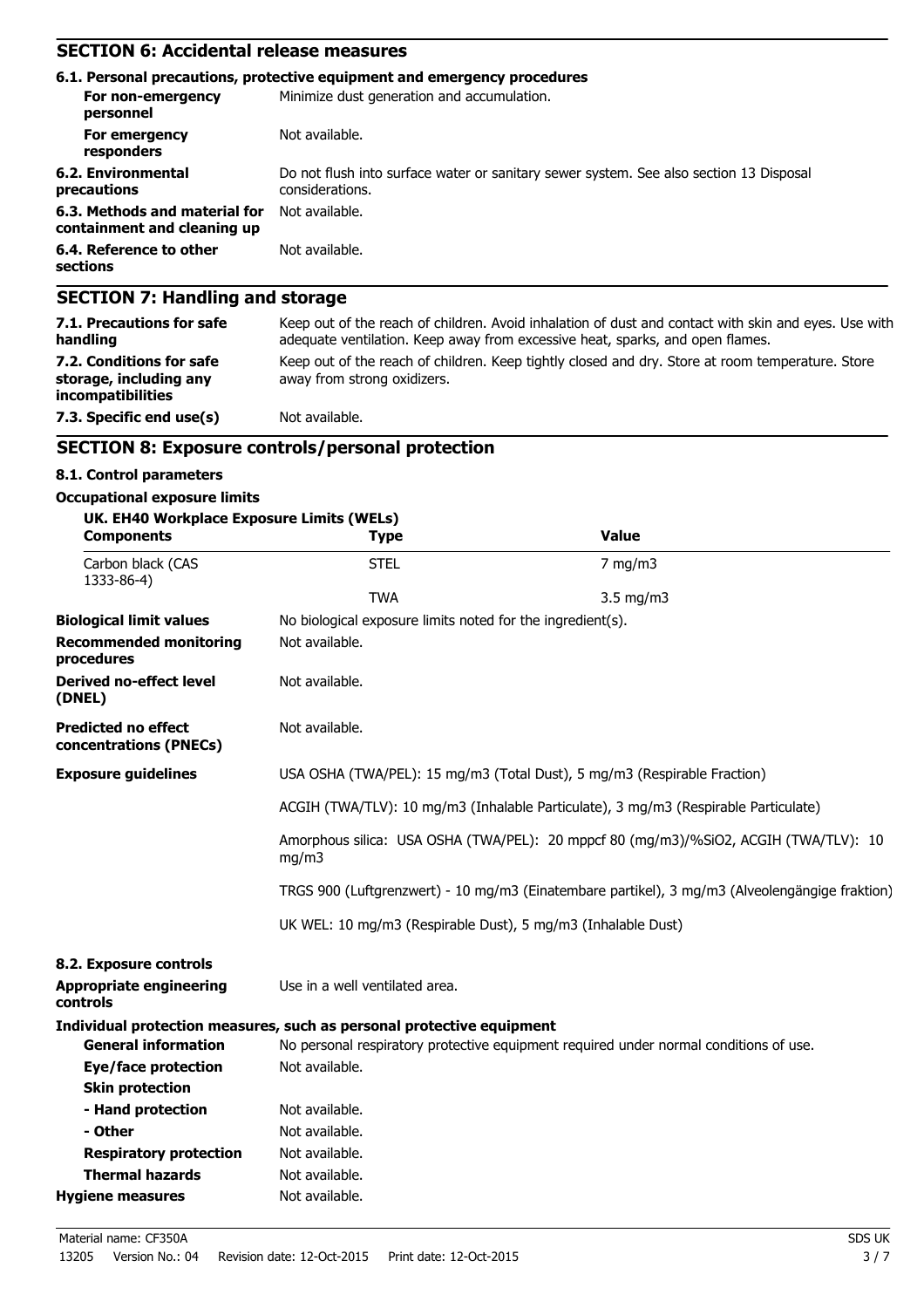## SECTION 6: Accidental release measures

### 6.1. Personal precautions, protective equipment and emergency procedures

| | |
|---|---|
| **For non-emergency personnel** | Minimize dust generation and accumulation. |
| **For emergency responders** | Not available. |
| **6.2. Environmental precautions** | Do not flush into surface water or sanitary sewer system. See also section 13 Disposal considerations. |
| **6.3. Methods and material for containment and cleaning up** | Not available. |
| **6.4. Reference to other sections** | Not available. |

## SECTION 7: Handling and storage

| | |
|---|---|
| **7.1. Precautions for safe handling** | Keep out of the reach of children. Avoid inhalation of dust and contact with skin and eyes. Use with adequate ventilation. Keep away from excessive heat, sparks, and open flames. |
| **7.2. Conditions for safe storage, including any incompatibilities** | Keep out of the reach of children. Keep tightly closed and dry. Store at room temperature. Store away from strong oxidizers. |
| **7.3. Specific end use(s)** | Not available. |

## SECTION 8: Exposure controls/personal protection

### 8.1. Control parameters

**Occupational exposure limits**

**UK. EH40 Workplace Exposure Limits (WELs)**

| Components | Type | Value |
|---|---|---|
| Carbon black (CAS 1333-86-4) | STEL | 7 mg/m3 |
| | TWA | 3.5 mg/m3 |

| | |
|---|---|
| **Biological limit values** | No biological exposure limits noted for the ingredient(s). |
| **Recommended monitoring procedures** | Not available. |
| **Derived no-effect level (DNEL)** | Not available. |
| **Predicted no effect concentrations (PNECs)** | Not available. |

**Exposure guidelines**

USA OSHA (TWA/PEL): 15 mg/m3 (Total Dust), 5 mg/m3 (Respirable Fraction)

ACGIH (TWA/TLV): 10 mg/m3 (Inhalable Particulate), 3 mg/m3 (Respirable Particulate)

Amorphous silica: USA OSHA (TWA/PEL): 20 mppcf 80 (mg/m3)/%SiO2, ACGIH (TWA/TLV): 10 mg/m3

TRGS 900 (Luftgrenzwert) - 10 mg/m3 (Einatembare partikel), 3 mg/m3 (Alveolengängige fraktion)

UK WEL: 10 mg/m3 (Respirable Dust), 5 mg/m3 (Inhalable Dust)

### 8.2. Exposure controls

| | |
|---|---|
| **Appropriate engineering controls** | Use in a well ventilated area. |

**Individual protection measures, such as personal protective equipment**

| | |
|---|---|
| **General information** | No personal respiratory protective equipment required under normal conditions of use. |
| **Eye/face protection** | Not available. |
| **Skin protection** | |
| **- Hand protection** | Not available. |
| **- Other** | Not available. |
| **Respiratory protection** | Not available. |
| **Thermal hazards** | Not available. |
| **Hygiene measures** | Not available. |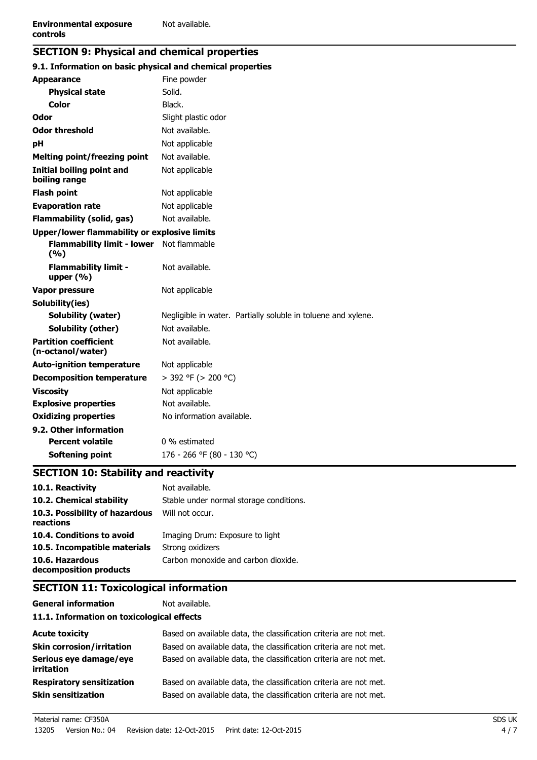| | |
|---|---|
| **Environmental exposure controls** | Not available. |

## SECTION 9: Physical and chemical properties

### 9.1. Information on basic physical and chemical properties

| | |
|---|---|
| **Appearance** | Fine powder |
| **Physical state** | Solid. |
| **Color** | Black. |
| **Odor** | Slight plastic odor |
| **Odor threshold** | Not available. |
| **pH** | Not applicable |
| **Melting point/freezing point** | Not available. |
| **Initial boiling point and boiling range** | Not applicable |
| **Flash point** | Not applicable |
| **Evaporation rate** | Not applicable |
| **Flammability (solid, gas)** | Not available. |
| **Upper/lower flammability or explosive limits** | |
| **Flammability limit - lower (%)** | Not flammable |
| **Flammability limit - upper (%)** | Not available. |
| **Vapor pressure** | Not applicable |
| **Solubility(ies)** | |
| **Solubility (water)** | Negligible in water. Partially soluble in toluene and xylene. |
| **Solubility (other)** | Not available. |
| **Partition coefficient (n-octanol/water)** | Not available. |
| **Auto-ignition temperature** | Not applicable |
| **Decomposition temperature** | > 392 °F (> 200 °C) |
| **Viscosity** | Not applicable |
| **Explosive properties** | Not available. |
| **Oxidizing properties** | No information available. |
| **9.2. Other information** | |
| **Percent volatile** | 0 % estimated |
| **Softening point** | 176 - 266 °F (80 - 130 °C) |

## SECTION 10: Stability and reactivity

| | |
|---|---|
| **10.1. Reactivity** | Not available. |
| **10.2. Chemical stability** | Stable under normal storage conditions. |
| **10.3. Possibility of hazardous reactions** | Will not occur. |
| **10.4. Conditions to avoid** | Imaging Drum: Exposure to light |
| **10.5. Incompatible materials** | Strong oxidizers |
| **10.6. Hazardous decomposition products** | Carbon monoxide and carbon dioxide. |

## SECTION 11: Toxicological information

| | |
|---|---|
| **General information** | Not available. |

### 11.1. Information on toxicological effects

| | |
|---|---|
| **Acute toxicity** | Based on available data, the classification criteria are not met. |
| **Skin corrosion/irritation** | Based on available data, the classification criteria are not met. |
| **Serious eye damage/eye irritation** | Based on available data, the classification criteria are not met. |
| **Respiratory sensitization** | Based on available data, the classification criteria are not met. |
| **Skin sensitization** | Based on available data, the classification criteria are not met. |

Material name: CF350A SDS UK

13205 Version No.: 04 Revision date: 12-Oct-2015 Print date: 12-Oct-2015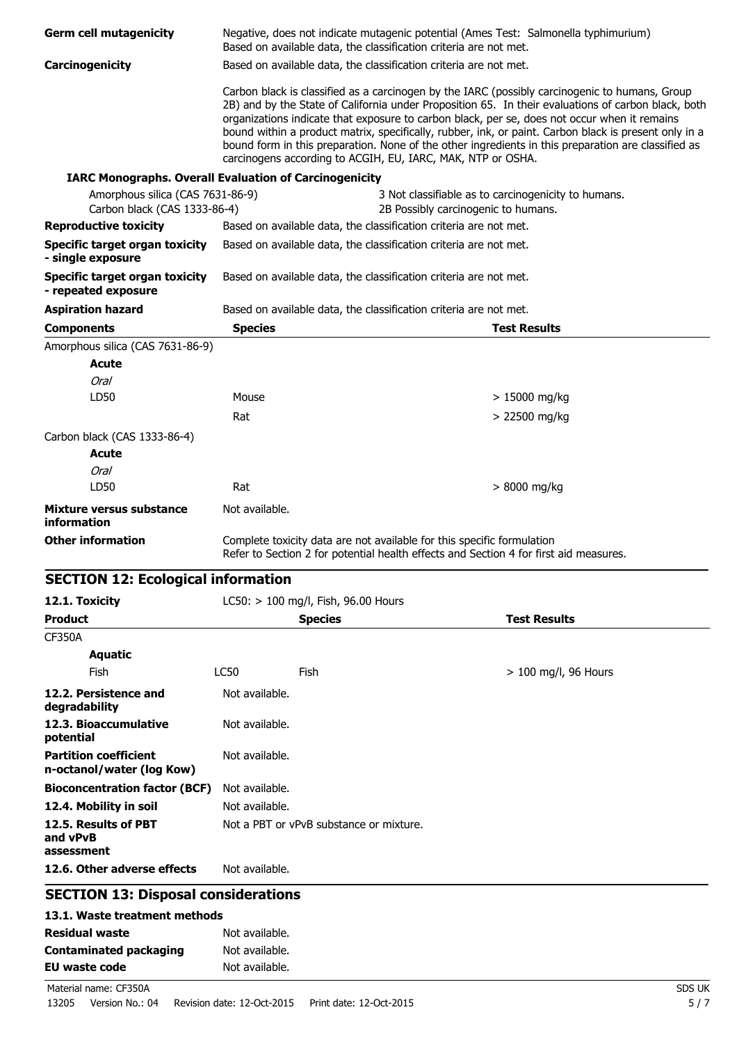**Germ cell mutagenicity** Negative, does not indicate mutagenic potential (Ames Test: Salmonella typhimurium) Based on available data, the classification criteria are not met.

**Carcinogenicity** Based on available data, the classification criteria are not met.

Carbon black is classified as a carcinogen by the IARC (possibly carcinogenic to humans, Group 2B) and by the State of California under Proposition 65. In their evaluations of carbon black, both organizations indicate that exposure to carbon black, per se, does not occur when it remains bound within a product matrix, specifically, rubber, ink, or paint. Carbon black is present only in a bound form in this preparation. None of the other ingredients in this preparation are classified as carcinogens according to ACGIH, EU, IARC, MAK, NTP or OSHA.

**IARC Monographs. Overall Evaluation of Carcinogenicity**

| | |
|---|---|
| Amorphous silica (CAS 7631-86-9) | 3 Not classifiable as to carcinogenicity to humans. |
| Carbon black (CAS 1333-86-4) | 2B Possibly carcinogenic to humans. |

**Reproductive toxicity** Based on available data, the classification criteria are not met.

**Specific target organ toxicity - single exposure** Based on available data, the classification criteria are not met.

**Specific target organ toxicity - repeated exposure** Based on available data, the classification criteria are not met.

**Aspiration hazard** Based on available data, the classification criteria are not met.

| Components | Species | Test Results |
|---|---|---|
| Amorphous silica (CAS 7631-86-9) | | |
| **Acute** | | |
| *Oral* | | |
| LD50 | Mouse | > 15000 mg/kg |
| | Rat | > 22500 mg/kg |
| Carbon black (CAS 1333-86-4) | | |
| **Acute** | | |
| *Oral* | | |
| LD50 | Rat | > 8000 mg/kg |

**Mixture versus substance information** Not available.

**Other information** Complete toxicity data are not available for this specific formulation
Refer to Section 2 for potential health effects and Section 4 for first aid measures.

## SECTION 12: Ecological information

**12.1. Toxicity** LC50: > 100 mg/l, Fish, 96.00 Hours

| Product | | Species | Test Results |
|---|---|---|---|
| CF350A | | | |
| **Aquatic** | | | |
| Fish | LC50 | Fish | > 100 mg/l, 96 Hours |

**12.2. Persistence and degradability** Not available.

**12.3. Bioaccumulative potential** Not available.

**Partition coefficient n-octanol/water (log Kow)** Not available.

**Bioconcentration factor (BCF)** Not available.

**12.4. Mobility in soil** Not available.

**12.5. Results of PBT and vPvB assessment** Not a PBT or vPvB substance or mixture.

**12.6. Other adverse effects** Not available.

## SECTION 13: Disposal considerations

**13.1. Waste treatment methods**

**Residual waste** Not available.

**Contaminated packaging** Not available.

**EU waste code** Not available.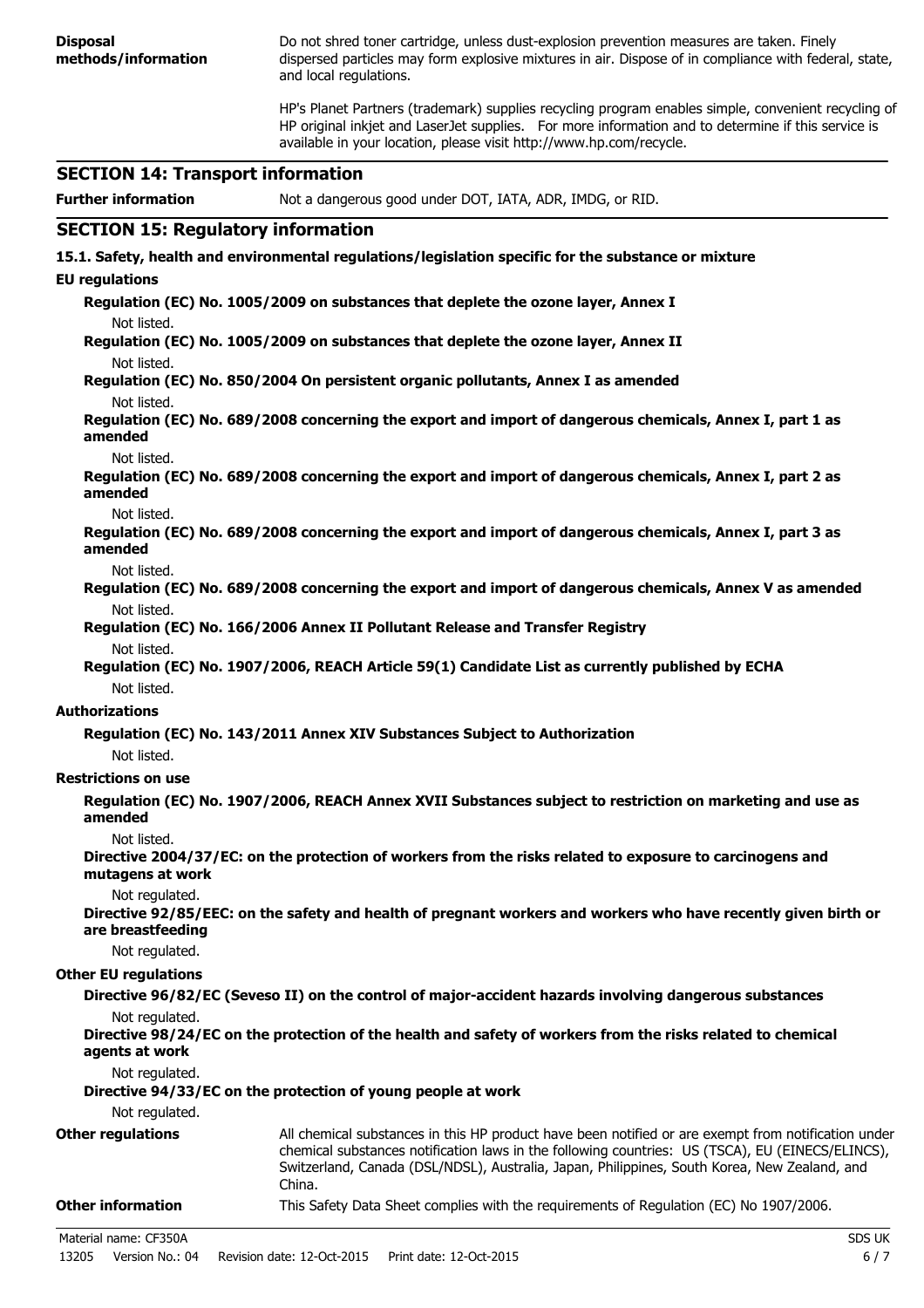**Disposal methods/information** Do not shred toner cartridge, unless dust-explosion prevention measures are taken. Finely dispersed particles may form explosive mixtures in air. Dispose of in compliance with federal, state, and local regulations.

HP's Planet Partners (trademark) supplies recycling program enables simple, convenient recycling of HP original inkjet and LaserJet supplies. For more information and to determine if this service is available in your location, please visit http://www.hp.com/recycle.

## SECTION 14: Transport information

**Further information** Not a dangerous good under DOT, IATA, ADR, IMDG, or RID.

## SECTION 15: Regulatory information

**15.1. Safety, health and environmental regulations/legislation specific for the substance or mixture**

**EU regulations**

**Regulation (EC) No. 1005/2009 on substances that deplete the ozone layer, Annex I**

Not listed.

**Regulation (EC) No. 1005/2009 on substances that deplete the ozone layer, Annex II**

Not listed.

**Regulation (EC) No. 850/2004 On persistent organic pollutants, Annex I as amended**

Not listed.

**Regulation (EC) No. 689/2008 concerning the export and import of dangerous chemicals, Annex I, part 1 as amended**

Not listed.

**Regulation (EC) No. 689/2008 concerning the export and import of dangerous chemicals, Annex I, part 2 as amended**

Not listed.

**Regulation (EC) No. 689/2008 concerning the export and import of dangerous chemicals, Annex I, part 3 as amended**

Not listed.

**Regulation (EC) No. 689/2008 concerning the export and import of dangerous chemicals, Annex V as amended**

Not listed.

**Regulation (EC) No. 166/2006 Annex II Pollutant Release and Transfer Registry**

Not listed.

**Regulation (EC) No. 1907/2006, REACH Article 59(1) Candidate List as currently published by ECHA**

Not listed.

**Authorizations**

**Regulation (EC) No. 143/2011 Annex XIV Substances Subject to Authorization**

Not listed.

**Restrictions on use**

**Regulation (EC) No. 1907/2006, REACH Annex XVII Substances subject to restriction on marketing and use as amended**

Not listed.

**Directive 2004/37/EC: on the protection of workers from the risks related to exposure to carcinogens and mutagens at work**

Not regulated.

**Directive 92/85/EEC: on the safety and health of pregnant workers and workers who have recently given birth or are breastfeeding**

Not regulated.

**Other EU regulations**

**Directive 96/82/EC (Seveso II) on the control of major-accident hazards involving dangerous substances**

Not regulated.

**Directive 98/24/EC on the protection of the health and safety of workers from the risks related to chemical agents at work**

Not regulated.

**Directive 94/33/EC on the protection of young people at work**

Not regulated.

**Other regulations** All chemical substances in this HP product have been notified or are exempt from notification under chemical substances notification laws in the following countries: US (TSCA), EU (EINECS/ELINCS), Switzerland, Canada (DSL/NDSL), Australia, Japan, Philippines, South Korea, New Zealand, and China.

**Other information** This Safety Data Sheet complies with the requirements of Regulation (EC) No 1907/2006.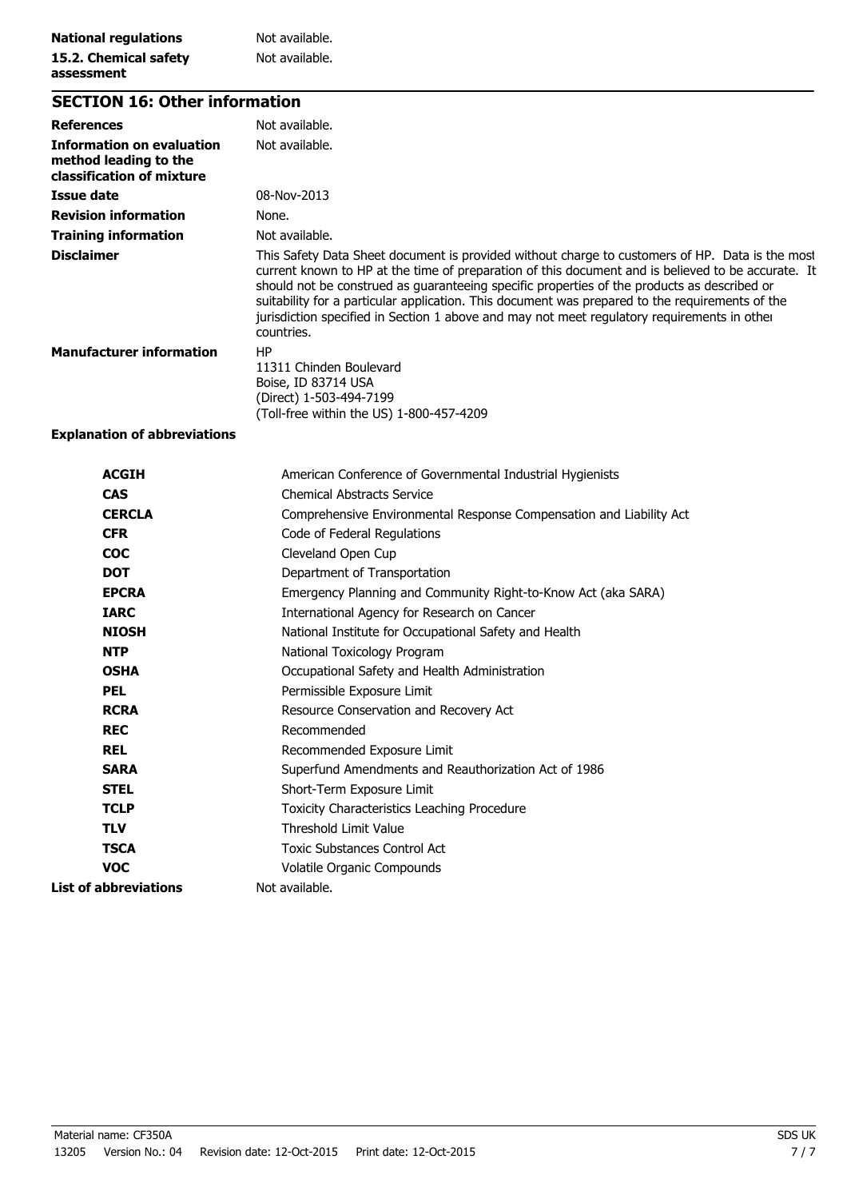| | |
|---|---|
| **National regulations** | Not available. |
| **15.2. Chemical safety assessment** | Not available. |

## SECTION 16: Other information

| | |
|---|---|
| **References** | Not available. |
| **Information on evaluation method leading to the classification of mixture** | Not available. |
| **Issue date** | 08-Nov-2013 |
| **Revision information** | None. |
| **Training information** | Not available. |
| **Disclaimer** | This Safety Data Sheet document is provided without charge to customers of HP. Data is the most current known to HP at the time of preparation of this document and is believed to be accurate. It should not be construed as guaranteeing specific properties of the products as described or suitability for a particular application. This document was prepared to the requirements of the jurisdiction specified in Section 1 above and may not meet regulatory requirements in other countries. |
| **Manufacturer information** | HP<br>11311 Chinden Boulevard<br>Boise, ID 83714 USA<br>(Direct) 1-503-494-7199<br>(Toll-free within the US) 1-800-457-4209 |

**Explanation of abbreviations**

| | |
|---|---|
| **ACGIH** | American Conference of Governmental Industrial Hygienists |
| **CAS** | Chemical Abstracts Service |
| **CERCLA** | Comprehensive Environmental Response Compensation and Liability Act |
| **CFR** | Code of Federal Regulations |
| **COC** | Cleveland Open Cup |
| **DOT** | Department of Transportation |
| **EPCRA** | Emergency Planning and Community Right-to-Know Act (aka SARA) |
| **IARC** | International Agency for Research on Cancer |
| **NIOSH** | National Institute for Occupational Safety and Health |
| **NTP** | National Toxicology Program |
| **OSHA** | Occupational Safety and Health Administration |
| **PEL** | Permissible Exposure Limit |
| **RCRA** | Resource Conservation and Recovery Act |
| **REC** | Recommended |
| **REL** | Recommended Exposure Limit |
| **SARA** | Superfund Amendments and Reauthorization Act of 1986 |
| **STEL** | Short-Term Exposure Limit |
| **TCLP** | Toxicity Characteristics Leaching Procedure |
| **TLV** | Threshold Limit Value |
| **TSCA** | Toxic Substances Control Act |
| **VOC** | Volatile Organic Compounds |

| | |
|---|---|
| **List of abbreviations** | Not available. |

Material name: CF350A
13205 Version No.: 04 Revision date: 12-Oct-2015 Print date: 12-Oct-2015
SDS UK